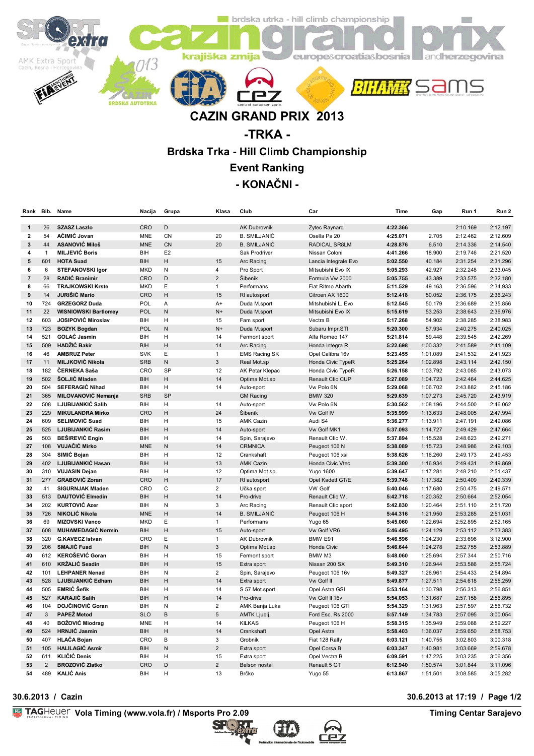# CAZIN GRAND PRIX 2013

## -TRKA -

## Brdska Trka - Hill Climb Championship

## Event Ranking

## - KONAČNI -

| Rank | Bib. | Name | Nacija | Grupa | Klasa | Club | Car | Time | Gap | Run 1 | Run 2 |
|---|---|---|---|---|---|---|---|---|---|---|---|
| 1 | 26 | SZASZ Laszlo | CRO | D | | AK Dubrovnik | Zytec Raynard | 4:22.366 | | 2:10.169 | 2:12.197 |
| 2 | 54 | AĆIMIĆ Jovan | MNE | CN | 20 | B. SMILJANIĆ | Osella Pa 20 | 4:25.071 | 2.705 | 2:12.462 | 2:12.609 |
| 3 | 44 | ASANOVIĆ Miloš | MNE | CN | 20 | B. SMILJANIĆ | RADICAL SR8LM | 4:28.876 | 6.510 | 2:14.336 | 2:14.540 |
| 4 | 1 | MILJEVIĆ Boris | BIH | E2 | | Sak Prodriver | Nissan Coloni | 4:41.266 | 18.900 | 2:19.746 | 2:21.520 |
| 5 | 601 | HOTA Suad | BIH | H | 15 | Arc Racing | Lancia Integrale Evo | 5:02.550 | 40.184 | 2:31.254 | 2:31.296 |
| 6 | 6 | STEFANOVSKI Igor | MKD | N | 4 | Pro Sport | Mitsubishi Evo IX | 5:05.293 | 42.927 | 2:32.248 | 2:33.045 |
| 7 | 28 | RADIĆ Branimir | CRO | D | 2 | Šibenik | Formula Vw 2000 | 5:05.755 | 43.389 | 2:33.575 | 2:32.180 |
| 8 | 66 | TRAJKOWSKI Krste | MKD | E | 1 | Performans | Fiat Ritmo Abarth | 5:11.529 | 49.163 | 2:36.596 | 2:34.933 |
| 9 | 14 | JURIŠIĆ Mario | CRO | H | 15 | RI autosport | Citroen AX 1600 | 5:12.418 | 50.052 | 2:36.175 | 2:36.243 |
| 10 | 724 | GRZEGORZ Duda | POL | A | A+ | Duda M.sport | Mitshubishi L. Evo | 5:12.545 | 50.179 | 2:36.689 | 2:35.856 |
| 11 | 22 | WISNIOWSKI Bartlomey | POL | N | N+ | Duda M.sport | Mitsubishi Evo IX | 5:15.619 | 53.253 | 2:38.643 | 2:36.976 |
| 12 | 603 | JOSIPOVIĆ Miroslav | BIH | H | 15 | Fam sport | Vectra B | 5:17.268 | 54.902 | 2:38.285 | 2:38.983 |
| 13 | 723 | BOZYK Bogdan | POL | N | N+ | Duda M.sport | Subaru Impr.STI | 5:20.300 | 57.934 | 2:40.275 | 2:40.025 |
| 14 | 521 | GOLAĆ Jasmin | BIH | H | 14 | Fermont sport | Alfa Romeo 147 | 5:21.814 | 59.448 | 2:39.545 | 2:42.269 |
| 15 | 509 | HADŽIĆ Bakir | BIH | H | 14 | Arc Racing | Honda Integra R | 5:22.698 | 1:00.332 | 2:41.589 | 2:41.109 |
| 16 | 46 | AMBRUZ Peter | SVK | E | 1 | EMS Racing SK | Opel Calibra 16v | 5:23.455 | 1:01.089 | 2:41.532 | 2:41.923 |
| 17 | 11 | MILJKOVIĆ Nikola | SRB | N | 3 | Real Mot.sp | Honda Civic TypeR | 5:25.264 | 1:02.898 | 2:43.114 | 2:42.150 |
| 18 | 182 | ČERNEKA Saša | CRO | SP | 12 | AK Petar Klepac | Honda Civic TypeR | 5:26.158 | 1:03.792 | 2:43.085 | 2:43.073 |
| 19 | 502 | ŠOLJIĆ Mladen | BIH | H | 14 | Optima Mot.sp | Renault Clio CUP | 5:27.089 | 1:04.723 | 2:42.464 | 2:44.625 |
| 20 | 504 | SEFERAGIĆ Nihad | BIH | H | 14 | Auto-sport | Vw Polo 6N | 5:29.068 | 1:06.702 | 2:43.882 | 2:45.186 |
| 21 | 365 | MILOVANOVIĆ Nemanja | SRB | SP | | GM Racing | BMW 320 | 5:29.639 | 1:07.273 | 2:45.720 | 2:43.919 |
| 22 | 508 | LJUBIJANKIĆ Salih | BIH | H | 14 | Auto-sport | Vw Polo 6N | 5:30.562 | 1:08.196 | 2:44.500 | 2:46.062 |
| 23 | 229 | MIKULANDRA Mirko | CRO | H | 24 | Šibenik | Vw Golf IV | 5:35.999 | 1:13.633 | 2:48.005 | 2:47.994 |
| 24 | 609 | SELIMOVIĆ Suad | BIH | H | 15 | AMK Cazin | Audi S4 | 5:36.277 | 1:13.911 | 2:47.191 | 2:49.086 |
| 25 | 525 | LJUBIJANKIĆ Rasim | BIH | H | 14 | Auto-sport | Vw Golf MK1 | 5:37.093 | 1:14.727 | 2:49.429 | 2:47.664 |
| 26 | 503 | BEŠIREVIĆ Engin | BIH | H | 14 | Spin, Sarajevo | Renault Clio W. | 5:37.894 | 1:15.528 | 2:48.623 | 2:49.271 |
| 27 | 108 | VUJAČIĆ Mirko | MNE | N | 14 | CRMNICA | Peugeot 106 N | 5:38.089 | 1:15.723 | 2:48.986 | 2:49.103 |
| 28 | 304 | SIMIĆ Bojan | BIH | H | 12 | Crankshaft | Peugeot 106 xsi | 5:38.626 | 1:16.260 | 2:49.173 | 2:49.453 |
| 29 | 402 | LJUBIJANKIĆ Hasan | BIH | H | 13 | AMK Cazin | Honda Civic Vtec | 5:39.300 | 1:16.934 | 2:49.431 | 2:49.869 |
| 30 | 310 | VUJASIN Dejan | BIH | H | 12 | Optima Mot.sp | Yugo 1600 | 5:39.647 | 1:17.281 | 2:48.210 | 2:51.437 |
| 31 | 277 | GRABOVIĆ Zoran | CRO | H | 17 | RI autosport | Opel Kadett GT/E | 5:39.748 | 1:17.382 | 2:50.409 | 2:49.339 |
| 32 | 41 | SIGURNJAK Mladen | CRO | C | 2 | Učka sport | VW Golf | 5:40.046 | 1:17.680 | 2:50.475 | 2:49.571 |
| 33 | 513 | DAUTOVIĆ Elmedin | BIH | H | 14 | Pro-drive | Renault Clio W. | 5:42.718 | 1:20.352 | 2:50.664 | 2:52.054 |
| 34 | 202 | KURTOVIĆ Azer | BIH | N | 3 | Arc Racing | Renault Clio sport | 5:42.830 | 1:20.464 | 2:51.110 | 2:51.720 |
| 35 | 726 | NIKOLIĆ Nikola | MNE | H | 14 | B. SMILJANIĆ | Peugeot 106 H | 5:44.316 | 1:21.950 | 2:53.285 | 2:51.031 |
| 36 | 69 | MIZOVSKI Vanco | MKD | E | 1 | Performans | Yugo 65 | 5:45.060 | 1:22.694 | 2:52.895 | 2:52.165 |
| 37 | 608 | MUHAMEDAGIĆ Nermin | BIH | H | 15 | Auto-sport | Vw Golf VR6 | 5:46.495 | 1:24.129 | 2:53.112 | 2:53.383 |
| 38 | 320 | G.KAVECZ Istvan | CRO | E | 1 | AK Dubrovnik | BMW E91 | 5:46.596 | 1:24.230 | 2:33.696 | 3:12.900 |
| 39 | 206 | SMAJIĆ Fuad | BIH | N | 3 | Optima Mot.sp | Honda Civic | 5:46.644 | 1:24.278 | 2:52.755 | 2:53.889 |
| 40 | 612 | KEROŠEVIĆ Goran | BIH | H | 15 | Fermont sport | BMW M3 | 5:48.060 | 1:25.694 | 2:57.344 | 2:50.716 |
| 41 | 610 | KRŽALIĆ Seadin | BIH | H | 15 | Extra sport | Nissan 200 SX | 5:49.310 | 1:26.944 | 2:53.586 | 2:55.724 |
| 42 | 101 | LEHPANER Nenad | BIH | N | 2 | Spin, Sarajevo | Peugeot 106 16v | 5:49.327 | 1:26.961 | 2:54.433 | 2:54.894 |
| 43 | 528 | LJUBIJANKIĆ Edham | BIH | H | 14 | Extra sport | Vw Golf II | 5:49.877 | 1:27.511 | 2:54.618 | 2:55.259 |
| 44 | 505 | EMRIĆ Šefik | BIH | H | 14 | S 57 Mot.sport | Opel Astra GSI | 5:53.164 | 1:30.798 | 2:56.313 | 2:56.851 |
| 45 | 527 | KARAJIĆ Salih | BIH | H | 14 | Pro-drive | Vw Golf II 16v | 5:54.053 | 1:31.687 | 2:57.158 | 2:56.895 |
| 46 | 104 | DOJČINOVIĆ Goran | BIH | N | 2 | AMK Banja Luka | Peugeot 106 GTI | 5:54.329 | 1:31.963 | 2:57.597 | 2:56.732 |
| 47 | 3 | PAPEŽ Metod | SLO | B | 5 | AMTK Ljublj. | Ford Esc. Rs 2000 | 5:57.149 | 1:34.783 | 2:57.095 | 3:00.054 |
| 48 | 40 | BOŽOVIĆ Miodrag | MNE | H | 14 | KILKAS | Peugeot 106 H | 5:58.315 | 1:35.949 | 2:59.088 | 2:59.227 |
| 49 | 524 | HRNJIĆ Jasmin | BIH | H | 14 | Crankshaft | Opel Astra | 5:58.403 | 1:36.037 | 2:59.650 | 2:58.753 |
| 50 | 407 | HLAČA Bojan | CRO | B | 3 | Grobnik | Fiat 128 Rally | 6:03.121 | 1:40.755 | 3:02.803 | 3:00.318 |
| 51 | 105 | HALILAGIĆ Asmir | BIH | N | 2 | Extra sport | Opel Corsa B | 6:03.347 | 1:40.981 | 3:03.669 | 2:59.678 |
| 52 | 611 | KLIČIĆ Denis | BIH | H | 15 | Extra sport | Opel Vectra B | 6:09.591 | 1:47.225 | 3:03.235 | 3:06.356 |
| 53 | 2 | BROZOVIĆ Zlatko | CRO | D | 2 | Belson nostal | Renault 5 GT | 6:12.940 | 1:50.574 | 3:01.844 | 3:11.096 |
| 54 | 489 | KALIĆ Anis | BIH | H | 13 | Brčko | Yugo 55 | 6:13.867 | 1:51.501 | 3:08.585 | 3:05.282 |

30.6.2013 / Cazin

30.6.2013 at 17:19 / Page 1/2

TAGHeuer Vola Timing (www.vola.fr) / Msports Pro 2.09

Timing Centar Sarajevo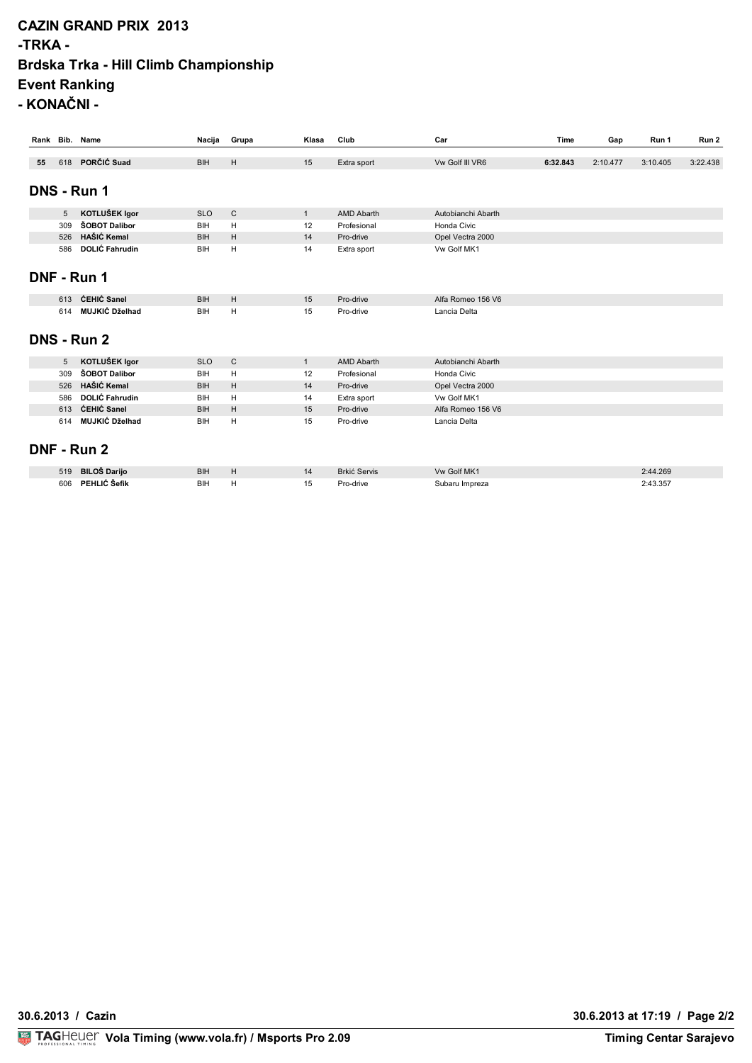# CAZIN GRAND PRIX 2013

## -TRKA -

## Brdska Trka - Hill Climb Championship

## Event Ranking

## - KONAČNI -

| Rank | Bib. | Name | Nacija | Grupa | Klasa | Club | Car | Time | Gap | Run 1 | Run 2 |
|---|---|---|---|---|---|---|---|---|---|---|---|
| 55 | 618 | PORČIĆ Suad | BIH | H | 15 | Extra sport | Vw Golf III VR6 | 6:32.843 | 2:10.477 | 3:10.405 | 3:22.438 |

## DNS - Run 1

| Bib. | Name | Nacija | Grupa | Klasa | Club | Car |
|---|---|---|---|---|---|---|
| 5 | KOTLUŠEK Igor | SLO | C | 1 | AMD Abarth | Autobianchi Abarth |
| 309 | ŠOBOT Dalibor | BIH | H | 12 | Profesional | Honda Civic |
| 526 | HAŠIĆ Kemal | BIH | H | 14 | Pro-drive | Opel Vectra 2000 |
| 586 | DOLIĆ Fahrudin | BIH | H | 14 | Extra sport | Vw Golf MK1 |

## DNF - Run 1

| Bib. | Name | Nacija | Grupa | Klasa | Club | Car |
|---|---|---|---|---|---|---|
| 613 | ĆEHIĆ Sanel | BIH | H | 15 | Pro-drive | Alfa Romeo 156 V6 |
| 614 | MUJKIĆ Dželhad | BIH | H | 15 | Pro-drive | Lancia Delta |

## DNS - Run 2

| Bib. | Name | Nacija | Grupa | Klasa | Club | Car |
|---|---|---|---|---|---|---|
| 5 | KOTLUŠEK Igor | SLO | C | 1 | AMD Abarth | Autobianchi Abarth |
| 309 | ŠOBOT Dalibor | BIH | H | 12 | Profesional | Honda Civic |
| 526 | HAŠIĆ Kemal | BIH | H | 14 | Pro-drive | Opel Vectra 2000 |
| 586 | DOLIĆ Fahrudin | BIH | H | 14 | Extra sport | Vw Golf MK1 |
| 613 | ĆEHIĆ Sanel | BIH | H | 15 | Pro-drive | Alfa Romeo 156 V6 |
| 614 | MUJKIĆ Dželhad | BIH | H | 15 | Pro-drive | Lancia Delta |

## DNF - Run 2

| Bib. | Name | Nacija | Grupa | Klasa | Club | Car | Run 1 |
|---|---|---|---|---|---|---|---|
| 519 | BILOŠ Darijo | BIH | H | 14 | Brkić Servis | Vw Golf MK1 | 2:44.269 |
| 606 | PEHLIĆ Šefik | BIH | H | 15 | Pro-drive | Subaru Impreza | 2:43.357 |

30.6.2013 / Cazin

30.6.2013 at 17:19

TAGHeuer Vola Timing (www.vola.fr) / Msports Pro 2.09

Timing Centar Sarajevo